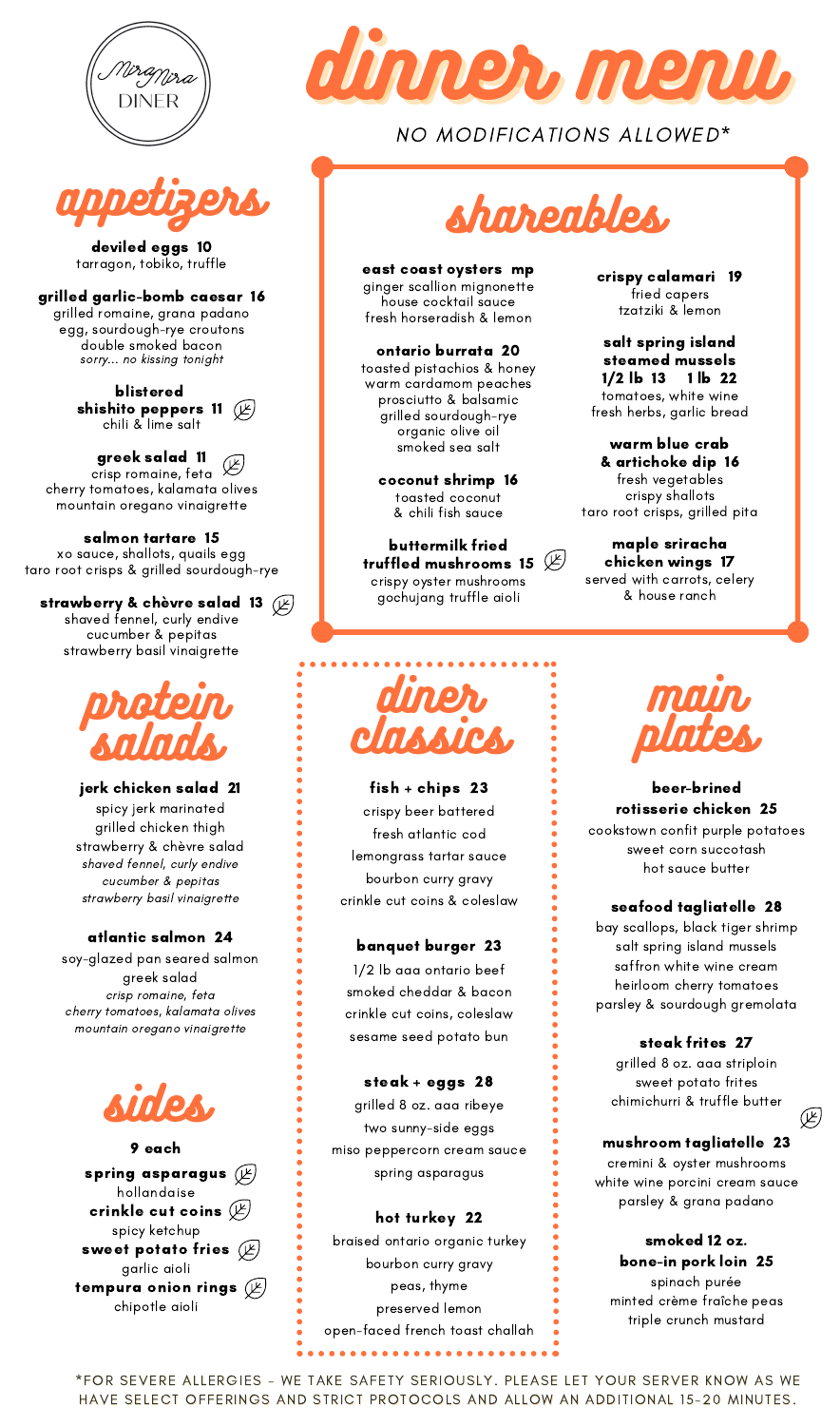MiraMira DINER

# dinner menu

*NO MODIFICATIONS ALLOWED\**

## appetizers

**deviled eggs 10**
tarragon, tobiko, truffle

**grilled garlic-bomb caesar 16**
grilled romaine, grana padano
egg, sourdough-rye croutons
double smoked bacon
*sorry... no kissing tonight*

**blistered shishito peppers 11** (leaf)
chili & lime salt

**greek salad 11** (leaf)
crisp romaine, feta
cherry tomatoes, kalamata olives
mountain oregano vinaigrette

**salmon tartare 15**
xo sauce, shallots, quails egg
taro root crisps & grilled sourdough-rye

**strawberry & chèvre salad 13** (leaf)
shaved fennel, curly endive
cucumber & pepitas
strawberry basil vinaigrette

## shareables

**east coast oysters mp**
ginger scallion mignonette
house cocktail sauce
fresh horseradish & lemon

**ontario burrata 20**
toasted pistachios & honey
warm cardamom peaches
prosciutto & balsamic
grilled sourdough-rye
organic olive oil
smoked sea salt

**coconut shrimp 16**
toasted coconut
& chili fish sauce

**buttermilk fried truffled mushrooms 15** (leaf)
crispy oyster mushrooms
gochujang truffle aioli

**crispy calamari 19**
fried capers
tzatziki & lemon

**salt spring island steamed mussels**
**1/2 lb 13 1 lb 22**
tomatoes, white wine
fresh herbs, garlic bread

**warm blue crab & artichoke dip 16**
fresh vegetables
crispy shallots
taro root crisps, grilled pita

**maple sriracha chicken wings 17**
served with carrots, celery
& house ranch

## protein salads

**jerk chicken salad 21**
spicy jerk marinated
grilled chicken thigh
strawberry & chèvre salad
*shaved fennel, curly endive*
*cucumber & pepitas*
*strawberry basil vinaigrette*

**atlantic salmon 24**
soy-glazed pan seared salmon
greek salad
*crisp romaine, feta*
*cherry tomatoes, kalamata olives*
*mountain oregano vinaigrette*

## sides

**9 each**

**spring asparagus** (leaf)
hollandaise

**crinkle cut coins** (leaf)
spicy ketchup

**sweet potato fries** (leaf)
garlic aioli

**tempura onion rings** (leaf)
chipotle aioli

## diner classics

**fish + chips 23**
crispy beer battered
fresh atlantic cod
lemongrass tartar sauce
bourbon curry gravy
crinkle cut coins & coleslaw

**banquet burger 23**
1/2 lb aaa ontario beef
smoked cheddar & bacon
crinkle cut coins, coleslaw
sesame seed potato bun

**steak + eggs 28**
grilled 8 oz. aaa ribeye
two sunny-side eggs
miso peppercorn cream sauce
spring asparagus

**hot turkey 22**
braised ontario organic turkey
bourbon curry gravy
peas, thyme
preserved lemon
open-faced french toast challah

## main plates

**beer-brined rotisserie chicken 25**
cookstown confit purple potatoes
sweet corn succotash
hot sauce butter

**seafood tagliatelle 28**
bay scallops, black tiger shrimp
salt spring island mussels
saffron white wine cream
heirloom cherry tomatoes
parsley & sourdough gremolata

**steak frites 27**
grilled 8 oz. aaa striploin
sweet potato frites
chimichurri & truffle butter

**mushroom tagliatelle 23** (leaf)
cremini & oyster mushrooms
white wine porcini cream sauce
parsley & grana padano

**smoked 12 oz. bone-in pork loin 25**
spinach purée
minted crème fraîche peas
triple crunch mustard

\*FOR SEVERE ALLERGIES - WE TAKE SAFETY SERIOUSLY. PLEASE LET YOUR SERVER KNOW AS WE HAVE SELECT OFFERINGS AND STRICT PROTOCOLS AND ALLOW AN ADDITIONAL 15-20 MINUTES.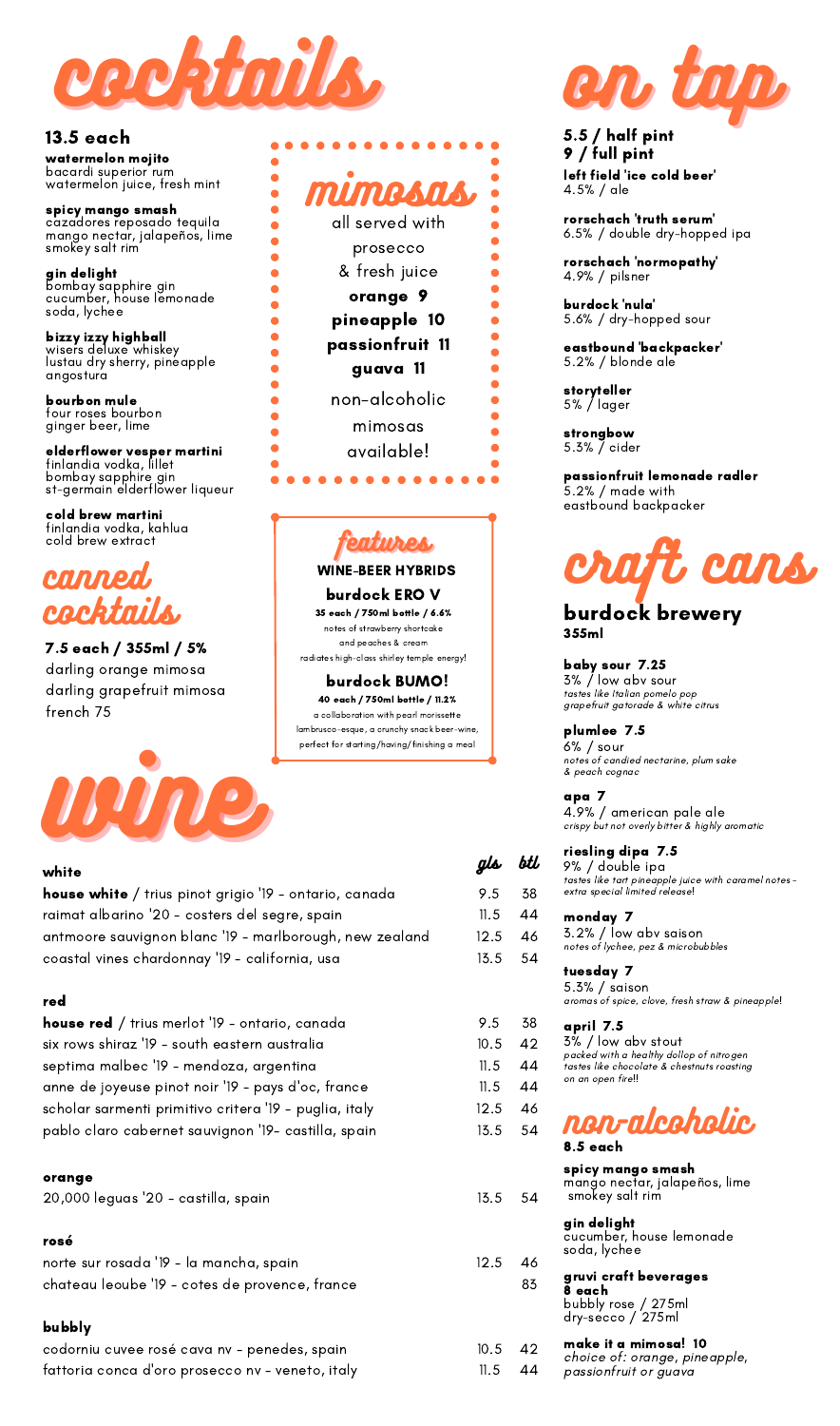# cocktails

## 13.5 each

**watermelon mojito**
bacardi superior rum
watermelon juice, fresh mint

**spicy mango smash**
cazadores reposado tequila
mango nectar, jalapeños, lime
smokey salt rim

**gin delight**
bombay sapphire gin
cucumber, house lemonade
soda, lychee

**bizzy izzy highball**
wisers deluxe whiskey
lustau dry sherry, pineapple
angostura

**bourbon mule**
four roses bourbon
ginger beer, lime

**elderflower vesper martini**
finlandia vodka, lillet
bombay sapphire gin
st-germain elderflower liqueur

**cold brew martini**
finlandia vodka, kahlua
cold brew extract

# canned cocktails

## 7.5 each / 355ml / 5%

darling orange mimosa
darling grapefruit mimosa
french 75

# mimosas

all served with
prosecco
& fresh juice

**orange 9**
**pineapple 10**
**passionfruit 11**
**guava 11**

non-alcoholic
mimosas
available!

# features

**WINE-BEER HYBRIDS**

**burdock ERO V**
**35 each / 750ml bottle / 6.6%**
notes of strawberry shortcake
and peaches & cream
radiates high-class shirley temple energy!

**burdock BUMO!**
**40 each / 750ml bottle / 11.2%**
a collaboration with pearl morissette
lambrusco-esque, a crunchy snack beer-wine,
perfect for starting/having/finishing a meal

# wine

| | gls | btl |
|---|---|---|
| **white** | | |
| **house white** / trius pinot grigio '19 - ontario, canada | 9.5 | 38 |
| raimat albarino '20 - costers del segre, spain | 11.5 | 44 |
| antmoore sauvignon blanc '19 - marlborough, new zealand | 12.5 | 46 |
| coastal vines chardonnay '19 - california, usa | 13.5 | 54 |
| **red** | | |
| **house red** / trius merlot '19 - ontario, canada | 9.5 | 38 |
| six rows shiraz '19 - south eastern australia | 10.5 | 42 |
| septima malbec '19 - mendoza, argentina | 11.5 | 44 |
| anne de joyeuse pinot noir '19 - pays d'oc, france | 11.5 | 44 |
| scholar sarmenti primitivo critera '19 - puglia, italy | 12.5 | 46 |
| pablo claro cabernet sauvignon '19- castilla, spain | 13.5 | 54 |
| **orange** | | |
| 20,000 leguas '20 - castilla, spain | 13.5 | 54 |
| **rosé** | | |
| norte sur rosada '19 - la mancha, spain | 12.5 | 46 |
| chateau leoube '19 - cotes de provence, france | | 83 |
| **bubbly** | | |
| codorniu cuvee rosé cava nv - penedes, spain | 10.5 | 42 |
| fattoria conca d'oro prosecco nv - veneto, italy | 11.5 | 44 |

# on tap

## 5.5 / half pint
## 9 / full pint

**left field 'ice cold beer'**
4.5% / ale

**rorschach 'truth serum'**
6.5% / double dry-hopped ipa

**rorschach 'normopathy'**
4.9% / pilsner

**burdock 'nula'**
5.6% / dry-hopped sour

**eastbound 'backpacker'**
5.2% / blonde ale

**storyteller**
5% / lager

**strongbow**
5.3% / cider

**passionfruit lemonade radler**
5.2% / made with
eastbound backpacker

# craft cans

## burdock brewery
**355ml**

**baby sour 7.25**
3% / low abv sour
*tastes like italian pomelo pop grapefruit gatorade & white citrus*

**plumlee 7.5**
6% / sour
*notes of candied nectarine, plum sake & peach cognac*

**apa 7**
4.9% / american pale ale
*crispy but not overly bitter & highly aromatic*

**riesling dipa 7.5**
9% / double ipa
*tastes like tart pineapple juice with caramel notes - extra special limited release!*

**monday 7**
3.2% / low abv saison
*notes of lychee, pez & microbubbles*

**tuesday 7**
5.3% / saison
*aromas of spice, clove, fresh straw & pineapple!*

**april 7.5**
3% / low abv stout
*packed with a healthy dollop of nitrogen tastes like chocolate & chestnuts roasting on an open fire!!*

# non-alcoholic

## 8.5 each

**spicy mango smash**
mango nectar, jalapeños, lime
smokey salt rim

**gin delight**
cucumber, house lemonade
soda, lychee

**gruvi craft beverages**
**8 each**
bubbly rose / 275ml
dry-secco / 275ml

**make it a mimosa! 10**
*choice of: orange, pineapple, passionfruit or guava*